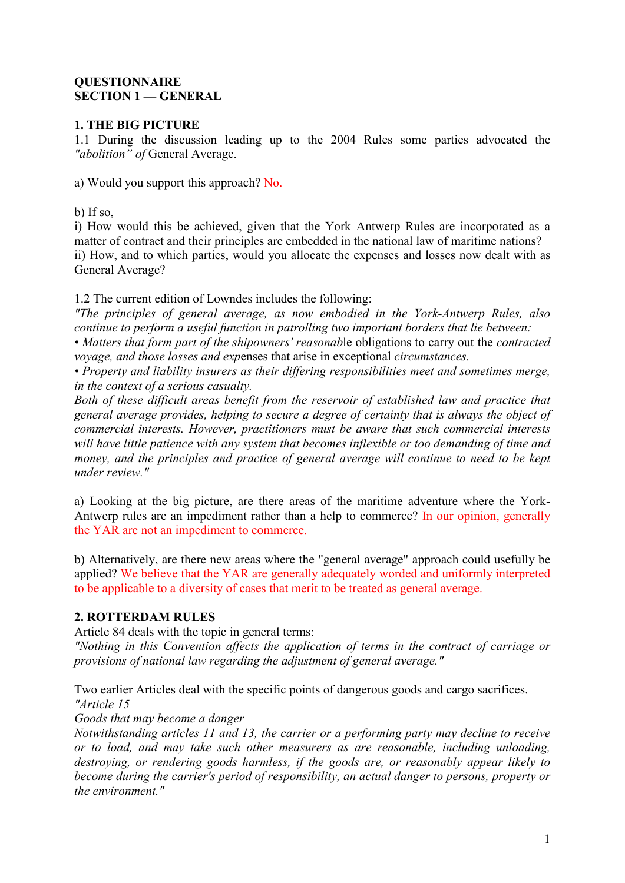**QUESTIONNAIRE**
**SECTION 1 — GENERAL**

**1. THE BIG PICTURE**

1.1 During the discussion leading up to the 2004 Rules some parties advocated the *"abolition" of* General Average.

a) Would you support this approach? No.

b) If so,
i) How would this be achieved, given that the York Antwerp Rules are incorporated as a matter of contract and their principles are embedded in the national law of maritime nations?
ii) How, and to which parties, would you allocate the expenses and losses now dealt with as General Average?

1.2 The current edition of Lowndes includes the following:

*"The principles of general average, as now embodied in the York-Antwerp Rules, also continue to perform a useful function in patrolling two important borders that lie between:*

- *Matters that form part of the shipowners' reasonab*le obligations to carry out the *contracted voyage, and those losses and exp*enses that arise in exceptional *circumstances.*
- *Property and liability insurers as their differing responsibilities meet and sometimes merge, in the context of a serious casualty.*

*Both of these difficult areas benefit from the reservoir of established law and practice that general average provides, helping to secure a degree of certainty that is always the object of commercial interests. However, practitioners must be aware that such commercial interests will have little patience with any system that becomes inflexible or too demanding of time and money, and the principles and practice of general average will continue to need to be kept under review."*

a) Looking at the big picture, are there areas of the maritime adventure where the York-Antwerp rules are an impediment rather than a help to commerce? In our opinion, generally the YAR are not an impediment to commerce.

b) Alternatively, are there new areas where the "general average" approach could usefully be applied? We believe that the YAR are generally adequately worded and uniformly interpreted to be applicable to a diversity of cases that merit to be treated as general average.

**2. ROTTERDAM RULES**

Article 84 deals with the topic in general terms:

*"Nothing in this Convention affects the application of terms in the contract of carriage or provisions of national law regarding the adjustment of general average."*

Two earlier Articles deal with the specific points of dangerous goods and cargo sacrifices.

*"Article 15*

*Goods that may become a danger*

*Notwithstanding articles 11 and 13, the carrier or a performing party may decline to receive or to load, and may take such other measurers as are reasonable, including unloading, destroying, or rendering goods harmless, if the goods are, or reasonably appear likely to become during the carrier's period of responsibility, an actual danger to persons, property or the environment."*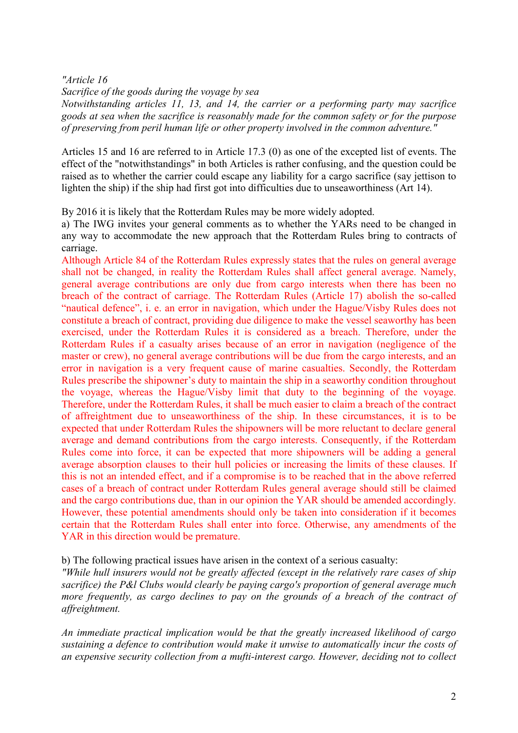*"Article 16*
*Sacrifice of the goods during the voyage by sea*
*Notwithstanding articles 11, 13, and 14, the carrier or a performing party may sacrifice goods at sea when the sacrifice is reasonably made for the common safety or for the purpose of preserving from peril human life or other property involved in the common adventure."*

Articles 15 and 16 are referred to in Article 17.3 (0) as one of the excepted list of events. The effect of the "notwithstandings" in both Articles is rather confusing, and the question could be raised as to whether the carrier could escape any liability for a cargo sacrifice (say jettison to lighten the ship) if the ship had first got into difficulties due to unseaworthiness (Art 14).

By 2016 it is likely that the Rotterdam Rules may be more widely adopted.

a) The IWG invites your general comments as to whether the YARs need to be changed in any way to accommodate the new approach that the Rotterdam Rules bring to contracts of carriage.

Although Article 84 of the Rotterdam Rules expressly states that the rules on general average shall not be changed, in reality the Rotterdam Rules shall affect general average. Namely, general average contributions are only due from cargo interests when there has been no breach of the contract of carriage. The Rotterdam Rules (Article 17) abolish the so-called "nautical defence", i. e. an error in navigation, which under the Hague/Visby Rules does not constitute a breach of contract, providing due diligence to make the vessel seaworthy has been exercised, under the Rotterdam Rules it is considered as a breach. Therefore, under the Rotterdam Rules if a casualty arises because of an error in navigation (negligence of the master or crew), no general average contributions will be due from the cargo interests, and an error in navigation is a very frequent cause of marine casualties. Secondly, the Rotterdam Rules prescribe the shipowner's duty to maintain the ship in a seaworthy condition throughout the voyage, whereas the Hague/Visby limit that duty to the beginning of the voyage. Therefore, under the Rotterdam Rules, it shall be much easier to claim a breach of the contract of affreightment due to unseaworthiness of the ship. In these circumstances, it is to be expected that under Rotterdam Rules the shipowners will be more reluctant to declare general average and demand contributions from the cargo interests. Consequently, if the Rotterdam Rules come into force, it can be expected that more shipowners will be adding a general average absorption clauses to their hull policies or increasing the limits of these clauses. If this is not an intended effect, and if a compromise is to be reached that in the above referred cases of a breach of contract under Rotterdam Rules general average should still be claimed and the cargo contributions due, than in our opinion the YAR should be amended accordingly. However, these potential amendments should only be taken into consideration if it becomes certain that the Rotterdam Rules shall enter into force. Otherwise, any amendments of the YAR in this direction would be premature.

b) The following practical issues have arisen in the context of a serious casualty:

*"While hull insurers would not be greatly affected (except in the relatively rare cases of ship sacrifice) the P&I Clubs would clearly be paying cargo's proportion of general average much more frequently, as cargo declines to pay on the grounds of a breach of the contract of affreightment.*

*An immediate practical implication would be that the greatly increased likelihood of cargo sustaining a defence to contribution would make it unwise to automatically incur the costs of an expensive security collection from a mufti-interest cargo. However, deciding not to collect*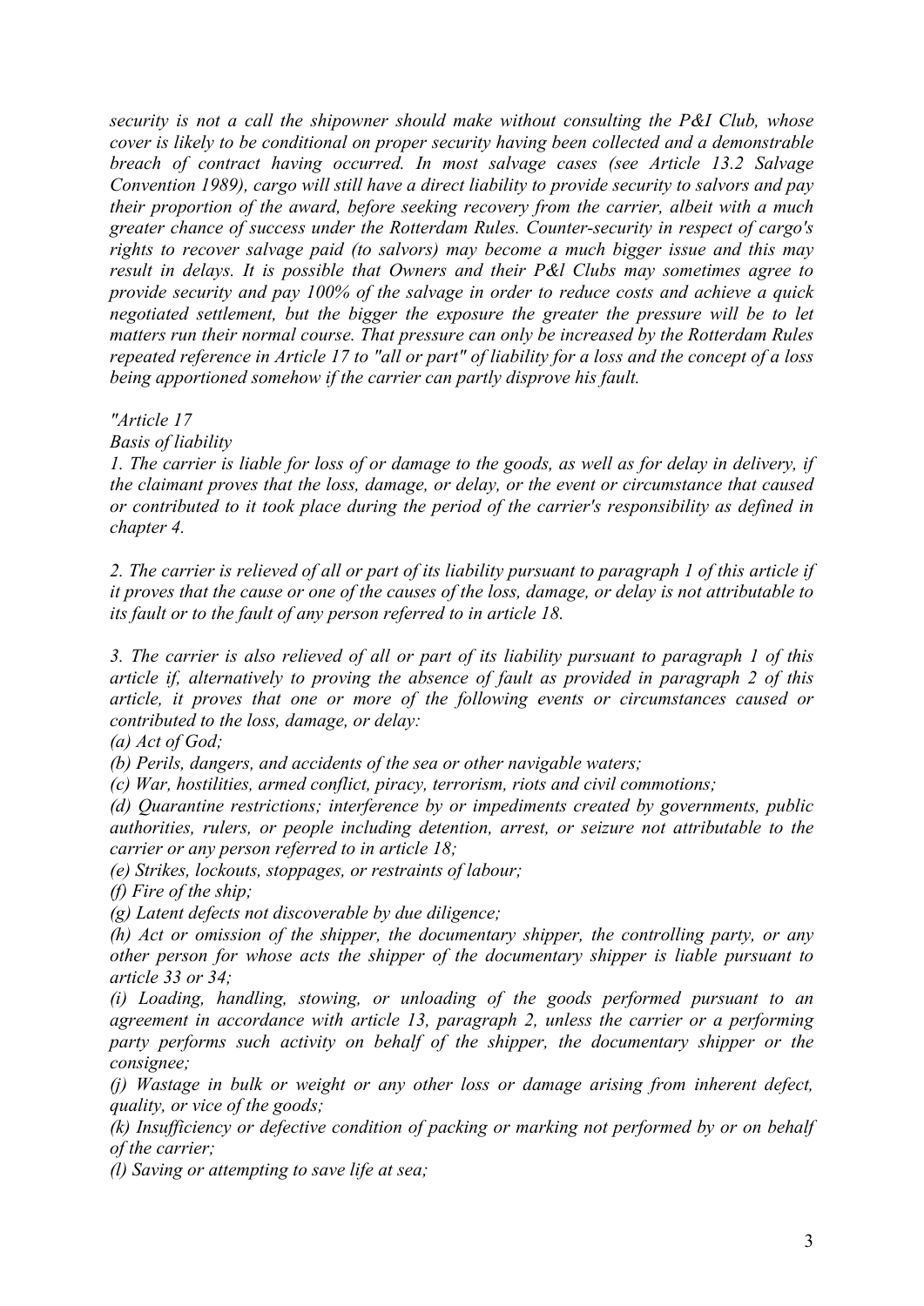*security is not a call the shipowner should make without consulting the P&I Club, whose cover is likely to be conditional on proper security having been collected and a demonstrable breach of contract having occurred. In most salvage cases (see Article 13.2 Salvage Convention 1989), cargo will still have a direct liability to provide security to salvors and pay their proportion of the award, before seeking recovery from the carrier, albeit with a much greater chance of success under the Rotterdam Rules. Counter-security in respect of cargo's rights to recover salvage paid (to salvors) may become a much bigger issue and this may result in delays. It is possible that Owners and their P&I Clubs may sometimes agree to provide security and pay 100% of the salvage in order to reduce costs and achieve a quick negotiated settlement, but the bigger the exposure the greater the pressure will be to let matters run their normal course. That pressure can only be increased by the Rotterdam Rules repeated reference in Article 17 to "all or part" of liability for a loss and the concept of a loss being apportioned somehow if the carrier can partly disprove his fault.*

*"Article 17*

*Basis of liability*

*1. The carrier is liable for loss of or damage to the goods, as well as for delay in delivery, if the claimant proves that the loss, damage, or delay, or the event or circumstance that caused or contributed to it took place during the period of the carrier's responsibility as defined in chapter 4.*

*2. The carrier is relieved of all or part of its liability pursuant to paragraph 1 of this article if it proves that the cause or one of the causes of the loss, damage, or delay is not attributable to its fault or to the fault of any person referred to in article 18.*

*3. The carrier is also relieved of all or part of its liability pursuant to paragraph 1 of this article if, alternatively to proving the absence of fault as provided in paragraph 2 of this article, it proves that one or more of the following events or circumstances caused or contributed to the loss, damage, or delay:*

*(a) Act of God;*

*(b) Perils, dangers, and accidents of the sea or other navigable waters;*

*(c) War, hostilities, armed conflict, piracy, terrorism, riots and civil commotions;*

*(d) Quarantine restrictions; interference by or impediments created by governments, public authorities, rulers, or people including detention, arrest, or seizure not attributable to the carrier or any person referred to in article 18;*

*(e) Strikes, lockouts, stoppages, or restraints of labour;*

*(f) Fire of the ship;*

*(g) Latent defects not discoverable by due diligence;*

*(h) Act or omission of the shipper, the documentary shipper, the controlling party, or any other person for whose acts the shipper of the documentary shipper is liable pursuant to article 33 or 34;*

*(i) Loading, handling, stowing, or unloading of the goods performed pursuant to an agreement in accordance with article 13, paragraph 2, unless the carrier or a performing party performs such activity on behalf of the shipper, the documentary shipper or the consignee;*

*(j) Wastage in bulk or weight or any other loss or damage arising from inherent defect, quality, or vice of the goods;*

*(k) Insufficiency or defective condition of packing or marking not performed by or on behalf of the carrier;*

*(l) Saving or attempting to save life at sea;*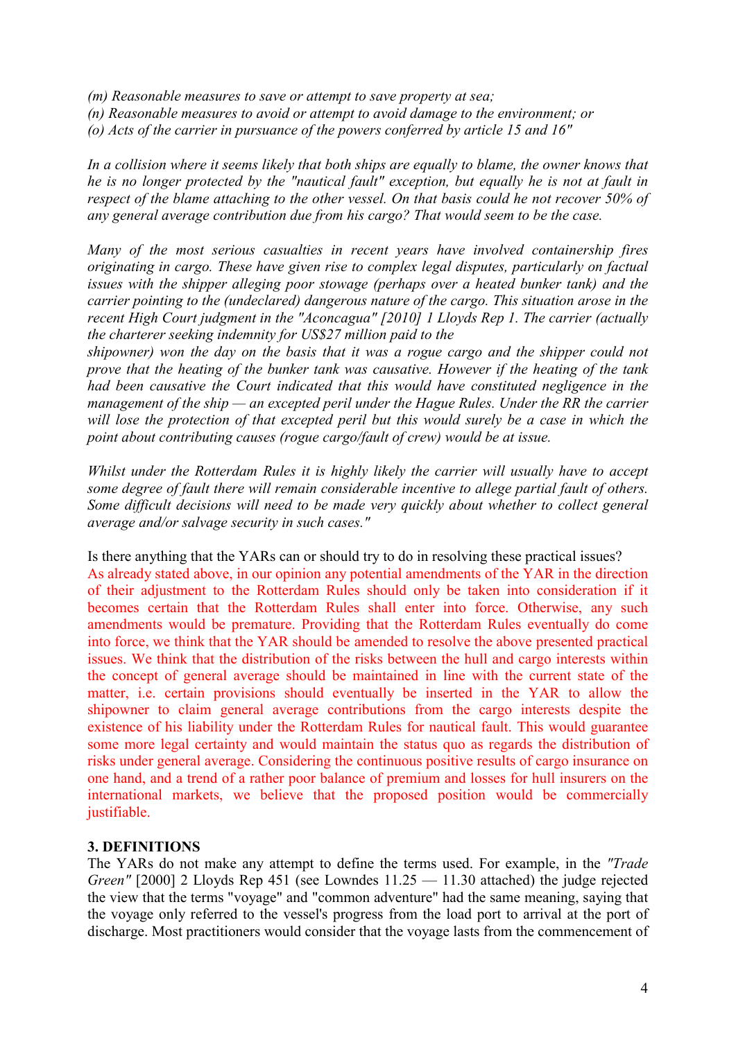*(m) Reasonable measures to save or attempt to save property at sea;*
*(n) Reasonable measures to avoid or attempt to avoid damage to the environment; or*
*(o) Acts of the carrier in pursuance of the powers conferred by article 15 and 16"*

*In a collision where it seems likely that both ships are equally to blame, the owner knows that he is no longer protected by the "nautical fault" exception, but equally he is not at fault in respect of the blame attaching to the other vessel. On that basis could he not recover 50% of any general average contribution due from his cargo? That would seem to be the case.*

*Many of the most serious casualties in recent years have involved containership fires originating in cargo. These have given rise to complex legal disputes, particularly on factual issues with the shipper alleging poor stowage (perhaps over a heated bunker tank) and the carrier pointing to the (undeclared) dangerous nature of the cargo. This situation arose in the recent High Court judgment in the "Aconcagua" [2010] 1 Lloyds Rep 1. The carrier (actually the charterer seeking indemnity for US$27 million paid to the shipowner) won the day on the basis that it was a rogue cargo and the shipper could not prove that the heating of the bunker tank was causative. However if the heating of the tank had been causative the Court indicated that this would have constituted negligence in the management of the ship — an excepted peril under the Hague Rules. Under the RR the carrier will lose the protection of that excepted peril but this would surely be a case in which the point about contributing causes (rogue cargo/fault of crew) would be at issue.*

*Whilst under the Rotterdam Rules it is highly likely the carrier will usually have to accept some degree of fault there will remain considerable incentive to allege partial fault of others. Some difficult decisions will need to be made very quickly about whether to collect general average and/or salvage security in such cases."*

Is there anything that the YARs can or should try to do in resolving these practical issues?

As already stated above, in our opinion any potential amendments of the YAR in the direction of their adjustment to the Rotterdam Rules should only be taken into consideration if it becomes certain that the Rotterdam Rules shall enter into force. Otherwise, any such amendments would be premature. Providing that the Rotterdam Rules eventually do come into force, we think that the YAR should be amended to resolve the above presented practical issues. We think that the distribution of the risks between the hull and cargo interests within the concept of general average should be maintained in line with the current state of the matter, i.e. certain provisions should eventually be inserted in the YAR to allow the shipowner to claim general average contributions from the cargo interests despite the existence of his liability under the Rotterdam Rules for nautical fault. This would guarantee some more legal certainty and would maintain the status quo as regards the distribution of risks under general average. Considering the continuous positive results of cargo insurance on one hand, and a trend of a rather poor balance of premium and losses for hull insurers on the international markets, we believe that the proposed position would be commercially justifiable.

## 3. DEFINITIONS

The YARs do not make any attempt to define the terms used. For example, in the *"Trade Green"* [2000] 2 Lloyds Rep 451 (see Lowndes 11.25 — 11.30 attached) the judge rejected the view that the terms "voyage" and "common adventure" had the same meaning, saying that the voyage only referred to the vessel's progress from the load port to arrival at the port of discharge. Most practitioners would consider that the voyage lasts from the commencement of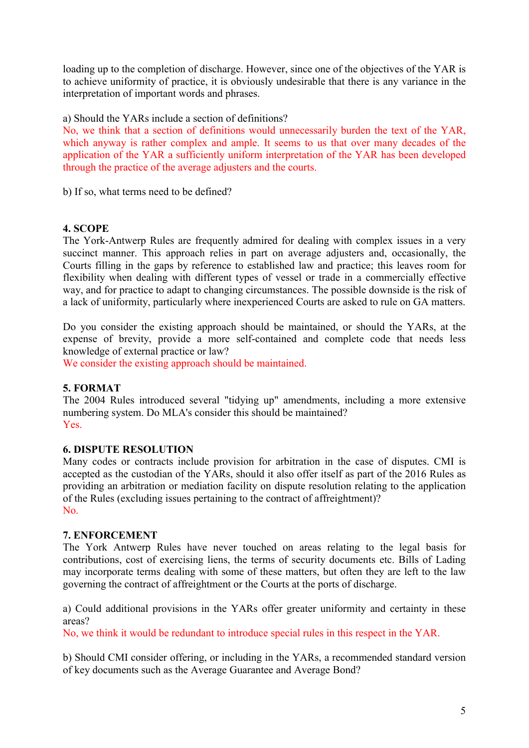loading up to the completion of discharge. However, since one of the objectives of the YAR is to achieve uniformity of practice, it is obviously undesirable that there is any variance in the interpretation of important words and phrases.

a) Should the YARs include a section of definitions?
No, we think that a section of definitions would unnecessarily burden the text of the YAR, which anyway is rather complex and ample. It seems to us that over many decades of the application of the YAR a sufficiently uniform interpretation of the YAR has been developed through the practice of the average adjusters and the courts.

b) If so, what terms need to be defined?

**4. SCOPE**

The York-Antwerp Rules are frequently admired for dealing with complex issues in a very succinct manner. This approach relies in part on average adjusters and, occasionally, the Courts filling in the gaps by reference to established law and practice; this leaves room for flexibility when dealing with different types of vessel or trade in a commercially effective way, and for practice to adapt to changing circumstances. The possible downside is the risk of a lack of uniformity, particularly where inexperienced Courts are asked to rule on GA matters.

Do you consider the existing approach should be maintained, or should the YARs, at the expense of brevity, provide a more self-contained and complete code that needs less knowledge of external practice or law?
We consider the existing approach should be maintained.

**5. FORMAT**

The 2004 Rules introduced several "tidying up" amendments, including a more extensive numbering system. Do MLA's consider this should be maintained?
Yes.

**6. DISPUTE RESOLUTION**

Many codes or contracts include provision for arbitration in the case of disputes. CMI is accepted as the custodian of the YARs, should it also offer itself as part of the 2016 Rules as providing an arbitration or mediation facility on dispute resolution relating to the application of the Rules (excluding issues pertaining to the contract of affreightment)?
No.

**7. ENFORCEMENT**

The York Antwerp Rules have never touched on areas relating to the legal basis for contributions, cost of exercising liens, the terms of security documents etc. Bills of Lading may incorporate terms dealing with some of these matters, but often they are left to the law governing the contract of affreightment or the Courts at the ports of discharge.

a) Could additional provisions in the YARs offer greater uniformity and certainty in these areas?
No, we think it would be redundant to introduce special rules in this respect in the YAR.

b) Should CMI consider offering, or including in the YARs, a recommended standard version of key documents such as the Average Guarantee and Average Bond?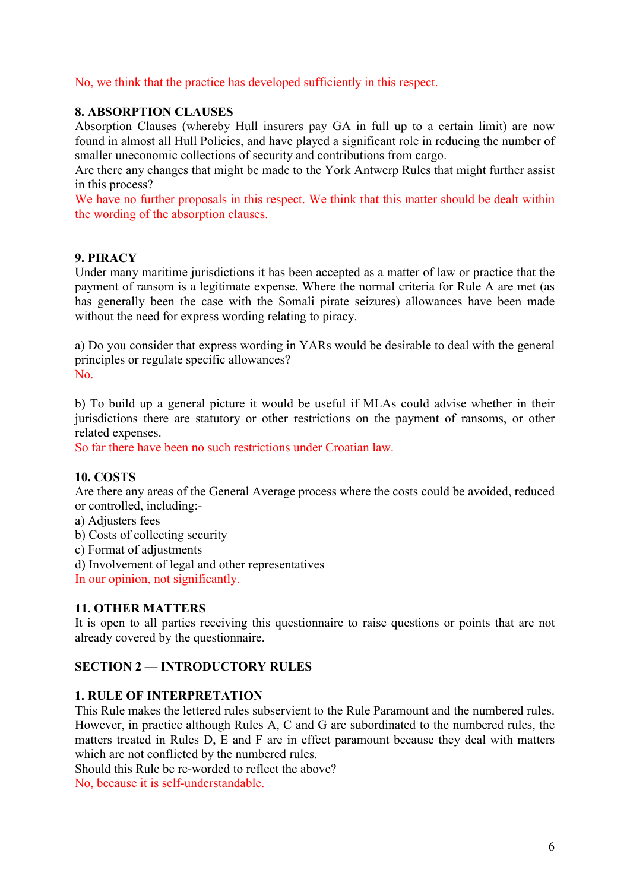No, we think that the practice has developed sufficiently in this respect.

**8. ABSORPTION CLAUSES**

Absorption Clauses (whereby Hull insurers pay GA in full up to a certain limit) are now found in almost all Hull Policies, and have played a significant role in reducing the number of smaller uneconomic collections of security and contributions from cargo.

Are there any changes that might be made to the York Antwerp Rules that might further assist in this process?

We have no further proposals in this respect. We think that this matter should be dealt within the wording of the absorption clauses.

**9. PIRACY**

Under many maritime jurisdictions it has been accepted as a matter of law or practice that the payment of ransom is a legitimate expense. Where the normal criteria for Rule A are met (as has generally been the case with the Somali pirate seizures) allowances have been made without the need for express wording relating to piracy.

a) Do you consider that express wording in YARs would be desirable to deal with the general principles or regulate specific allowances?

No.

b) To build up a general picture it would be useful if MLAs could advise whether in their jurisdictions there are statutory or other restrictions on the payment of ransoms, or other related expenses.

So far there have been no such restrictions under Croatian law.

**10. COSTS**

Are there any areas of the General Average process where the costs could be avoided, reduced or controlled, including:-

a) Adjusters fees
b) Costs of collecting security
c) Format of adjustments
d) Involvement of legal and other representatives

In our opinion, not significantly.

**11. OTHER MATTERS**

It is open to all parties receiving this questionnaire to raise questions or points that are not already covered by the questionnaire.

**SECTION 2 — INTRODUCTORY RULES**

**1. RULE OF INTERPRETATION**

This Rule makes the lettered rules subservient to the Rule Paramount and the numbered rules. However, in practice although Rules A, C and G are subordinated to the numbered rules, the matters treated in Rules D, E and F are in effect paramount because they deal with matters which are not conflicted by the numbered rules.

Should this Rule be re-worded to reflect the above?

No, because it is self-understandable.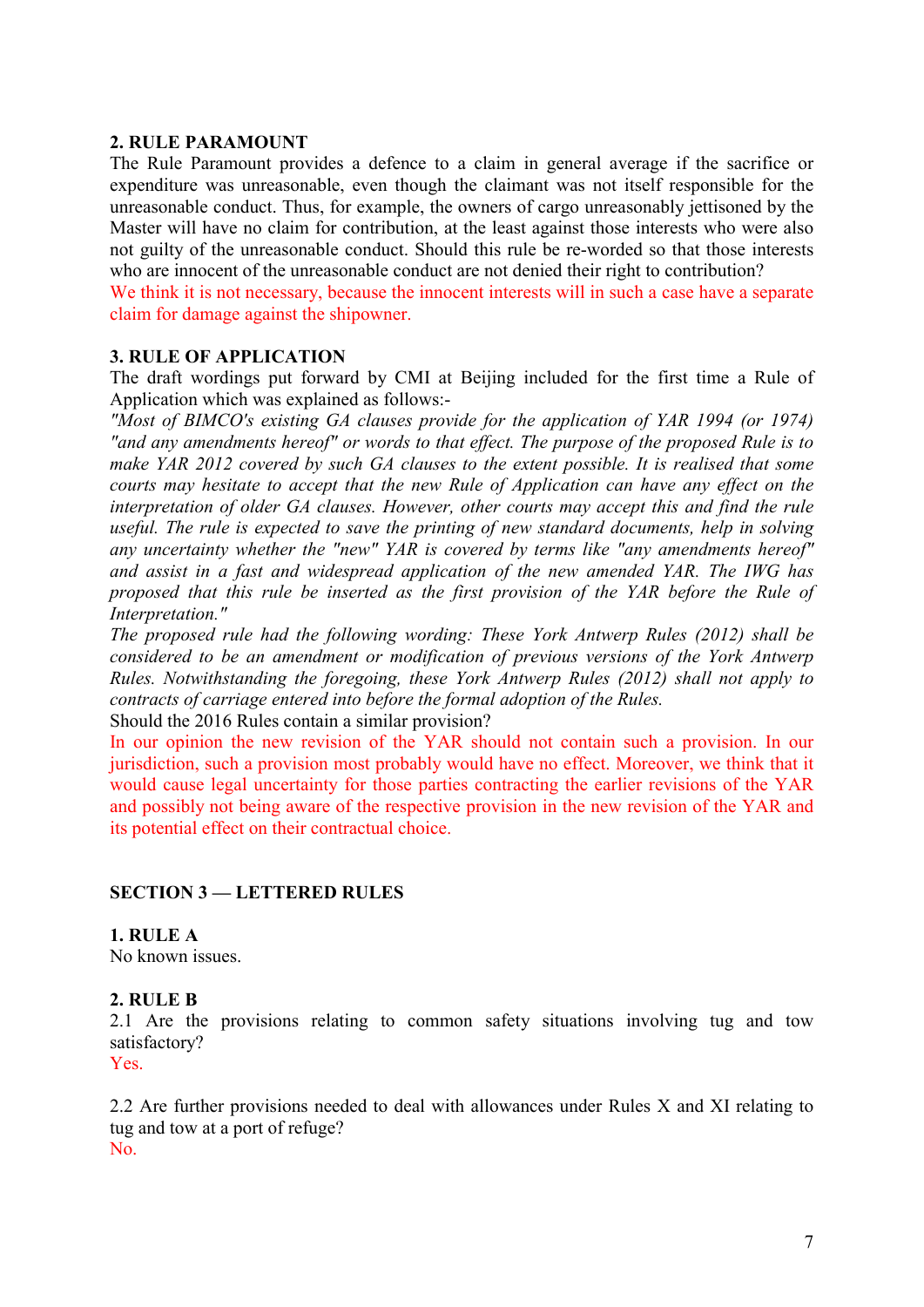### 2. RULE PARAMOUNT

The Rule Paramount provides a defence to a claim in general average if the sacrifice or expenditure was unreasonable, even though the claimant was not itself responsible for the unreasonable conduct. Thus, for example, the owners of cargo unreasonably jettisoned by the Master will have no claim for contribution, at the least against those interests who were also not guilty of the unreasonable conduct. Should this rule be re-worded so that those interests who are innocent of the unreasonable conduct are not denied their right to contribution?

We think it is not necessary, because the innocent interests will in such a case have a separate claim for damage against the shipowner.

### 3. RULE OF APPLICATION

The draft wordings put forward by CMI at Beijing included for the first time a Rule of Application which was explained as follows:-

*"Most of BIMCO's existing GA clauses provide for the application of YAR 1994 (or 1974) "and any amendments hereof" or words to that effect. The purpose of the proposed Rule is to make YAR 2012 covered by such GA clauses to the extent possible. It is realised that some courts may hesitate to accept that the new Rule of Application can have any effect on the interpretation of older GA clauses. However, other courts may accept this and find the rule useful. The rule is expected to save the printing of new standard documents, help in solving any uncertainty whether the "new" YAR is covered by terms like "any amendments hereof" and assist in a fast and widespread application of the new amended YAR. The IWG has proposed that this rule be inserted as the first provision of the YAR before the Rule of Interpretation."*

*The proposed rule had the following wording: These York Antwerp Rules (2012) shall be considered to be an amendment or modification of previous versions of the York Antwerp Rules. Notwithstanding the foregoing, these York Antwerp Rules (2012) shall not apply to contracts of carriage entered into before the formal adoption of the Rules.*

Should the 2016 Rules contain a similar provision?

In our opinion the new revision of the YAR should not contain such a provision. In our jurisdiction, such a provision most probably would have no effect. Moreover, we think that it would cause legal uncertainty for those parties contracting the earlier revisions of the YAR and possibly not being aware of the respective provision in the new revision of the YAR and its potential effect on their contractual choice.

## SECTION 3 — LETTERED RULES

### 1. RULE A

No known issues.

### 2. RULE B

2.1 Are the provisions relating to common safety situations involving tug and tow satisfactory?

Yes.

2.2 Are further provisions needed to deal with allowances under Rules X and XI relating to tug and tow at a port of refuge?

No.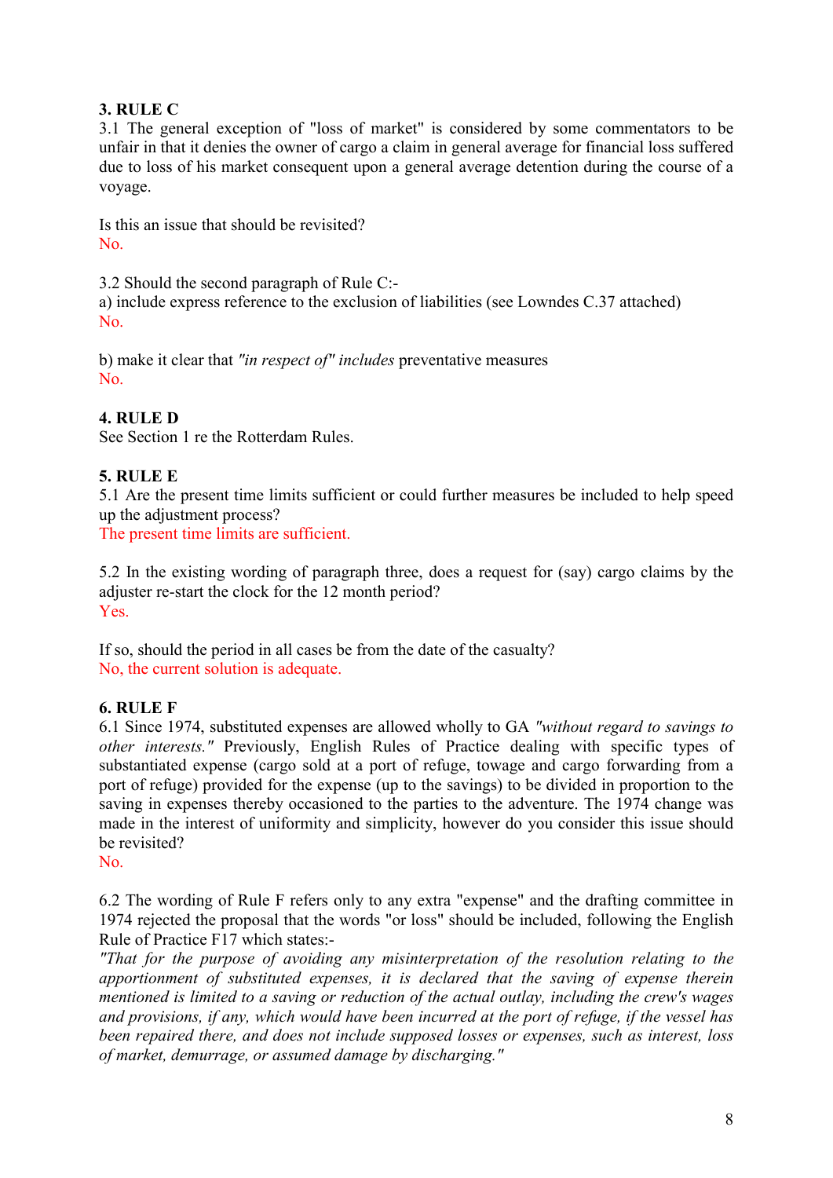### 3. RULE C

3.1 The general exception of "loss of market" is considered by some commentators to be unfair in that it denies the owner of cargo a claim in general average for financial loss suffered due to loss of his market consequent upon a general average detention during the course of a voyage.

Is this an issue that should be revisited?
No.

3.2 Should the second paragraph of Rule C:-
a) include express reference to the exclusion of liabilities (see Lowndes C.37 attached)
No.

b) make it clear that *"in respect of" includes* preventative measures
No.

### 4. RULE D

See Section 1 re the Rotterdam Rules.

### 5. RULE E

5.1 Are the present time limits sufficient or could further measures be included to help speed up the adjustment process?
The present time limits are sufficient.

5.2 In the existing wording of paragraph three, does a request for (say) cargo claims by the adjuster re-start the clock for the 12 month period?
Yes.

If so, should the period in all cases be from the date of the casualty?
No, the current solution is adequate.

### 6. RULE F

6.1 Since 1974, substituted expenses are allowed wholly to GA *"without regard to savings to other interests."* Previously, English Rules of Practice dealing with specific types of substantiated expense (cargo sold at a port of refuge, towage and cargo forwarding from a port of refuge) provided for the expense (up to the savings) to be divided in proportion to the saving in expenses thereby occasioned to the parties to the adventure. The 1974 change was made in the interest of uniformity and simplicity, however do you consider this issue should be revisited?
No.

6.2 The wording of Rule F refers only to any extra "expense" and the drafting committee in 1974 rejected the proposal that the words "or loss" should be included, following the English Rule of Practice F17 which states:-
*"That for the purpose of avoiding any misinterpretation of the resolution relating to the apportionment of substituted expenses, it is declared that the saving of expense therein mentioned is limited to a saving or reduction of the actual outlay, including the crew's wages and provisions, if any, which would have been incurred at the port of refuge, if the vessel has been repaired there, and does not include supposed losses or expenses, such as interest, loss of market, demurrage, or assumed damage by discharging."*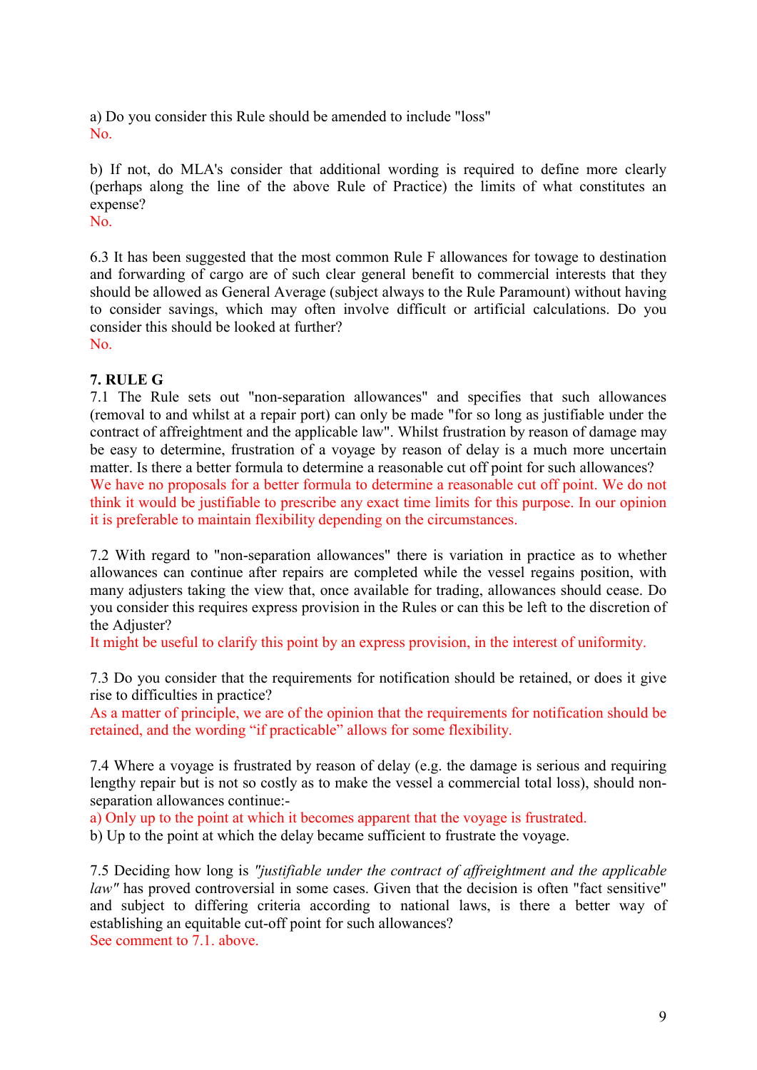a) Do you consider this Rule should be amended to include "loss"
No.

b) If not, do MLA's consider that additional wording is required to define more clearly (perhaps along the line of the above Rule of Practice) the limits of what constitutes an expense?
No.

6.3 It has been suggested that the most common Rule F allowances for towage to destination and forwarding of cargo are of such clear general benefit to commercial interests that they should be allowed as General Average (subject always to the Rule Paramount) without having to consider savings, which may often involve difficult or artificial calculations. Do you consider this should be looked at further?
No.

**7. RULE G**

7.1 The Rule sets out "non-separation allowances" and specifies that such allowances (removal to and whilst at a repair port) can only be made "for so long as justifiable under the contract of affreightment and the applicable law". Whilst frustration by reason of damage may be easy to determine, frustration of a voyage by reason of delay is a much more uncertain matter. Is there a better formula to determine a reasonable cut off point for such allowances?
We have no proposals for a better formula to determine a reasonable cut off point. We do not think it would be justifiable to prescribe any exact time limits for this purpose. In our opinion it is preferable to maintain flexibility depending on the circumstances.

7.2 With regard to "non-separation allowances" there is variation in practice as to whether allowances can continue after repairs are completed while the vessel regains position, with many adjusters taking the view that, once available for trading, allowances should cease. Do you consider this requires express provision in the Rules or can this be left to the discretion of the Adjuster?
It might be useful to clarify this point by an express provision, in the interest of uniformity.

7.3 Do you consider that the requirements for notification should be retained, or does it give rise to difficulties in practice?
As a matter of principle, we are of the opinion that the requirements for notification should be retained, and the wording "if practicable" allows for some flexibility.

7.4 Where a voyage is frustrated by reason of delay (e.g. the damage is serious and requiring lengthy repair but is not so costly as to make the vessel a commercial total loss), should non-separation allowances continue:-

a) Only up to the point at which it becomes apparent that the voyage is frustrated.
b) Up to the point at which the delay became sufficient to frustrate the voyage.

7.5 Deciding how long is *"justifiable under the contract of affreightment and the applicable law"* has proved controversial in some cases. Given that the decision is often "fact sensitive" and subject to differing criteria according to national laws, is there a better way of establishing an equitable cut-off point for such allowances?
See comment to 7.1. above.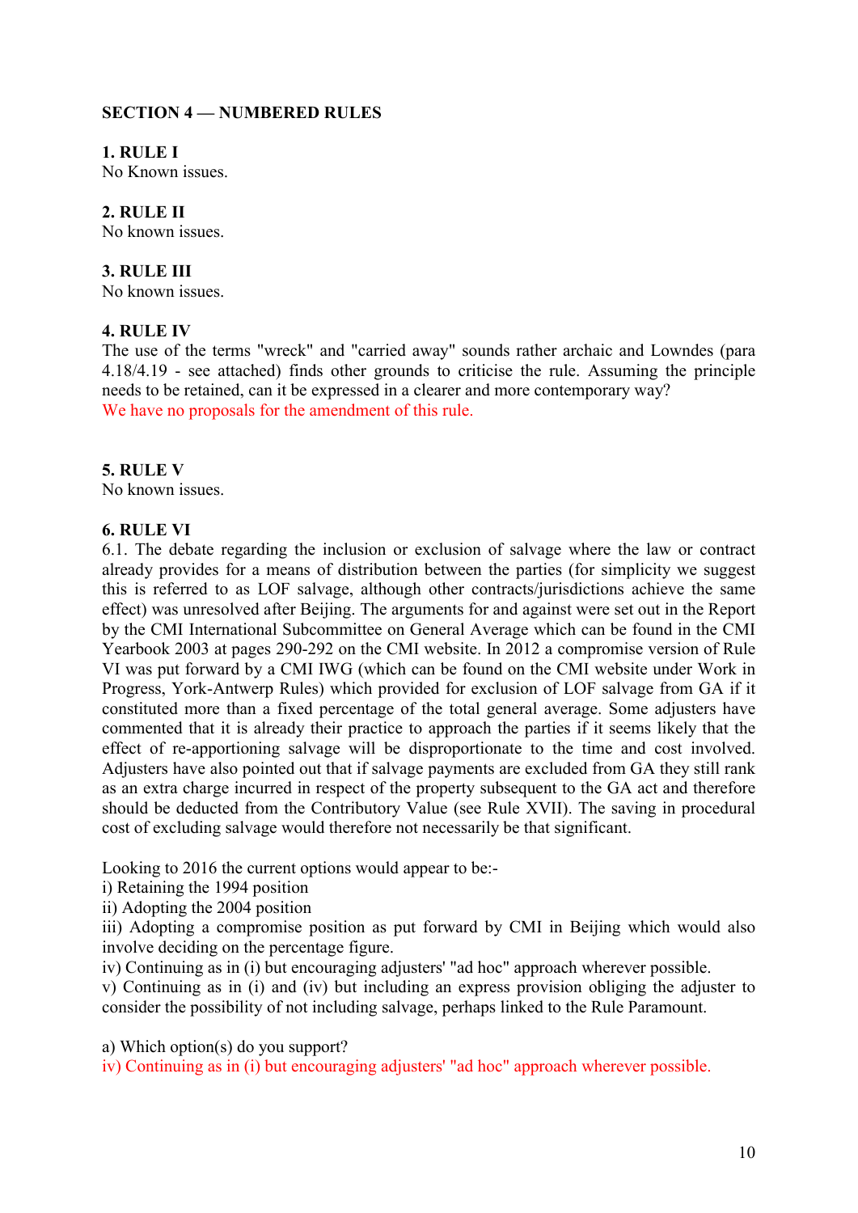## SECTION 4 — NUMBERED RULES

### 1. RULE I

No Known issues.

### 2. RULE II

No known issues.

### 3. RULE III

No known issues.

### 4. RULE IV

The use of the terms "wreck" and "carried away" sounds rather archaic and Lowndes (para 4.18/4.19 - see attached) finds other grounds to criticise the rule. Assuming the principle needs to be retained, can it be expressed in a clearer and more contemporary way?

We have no proposals for the amendment of this rule.

### 5. RULE V

No known issues.

### 6. RULE VI

6.1. The debate regarding the inclusion or exclusion of salvage where the law or contract already provides for a means of distribution between the parties (for simplicity we suggest this is referred to as LOF salvage, although other contracts/jurisdictions achieve the same effect) was unresolved after Beijing. The arguments for and against were set out in the Report by the CMI International Subcommittee on General Average which can be found in the CMI Yearbook 2003 at pages 290-292 on the CMI website. In 2012 a compromise version of Rule VI was put forward by a CMI IWG (which can be found on the CMI website under Work in Progress, York-Antwerp Rules) which provided for exclusion of LOF salvage from GA if it constituted more than a fixed percentage of the total general average. Some adjusters have commented that it is already their practice to approach the parties if it seems likely that the effect of re-apportioning salvage will be disproportionate to the time and cost involved. Adjusters have also pointed out that if salvage payments are excluded from GA they still rank as an extra charge incurred in respect of the property subsequent to the GA act and therefore should be deducted from the Contributory Value (see Rule XVII). The saving in procedural cost of excluding salvage would therefore not necessarily be that significant.

Looking to 2016 the current options would appear to be:-

i) Retaining the 1994 position

ii) Adopting the 2004 position

iii) Adopting a compromise position as put forward by CMI in Beijing which would also involve deciding on the percentage figure.

iv) Continuing as in (i) but encouraging adjusters' "ad hoc" approach wherever possible.

v) Continuing as in (i) and (iv) but including an express provision obliging the adjuster to consider the possibility of not including salvage, perhaps linked to the Rule Paramount.

a) Which option(s) do you support?

iv) Continuing as in (i) but encouraging adjusters' "ad hoc" approach wherever possible.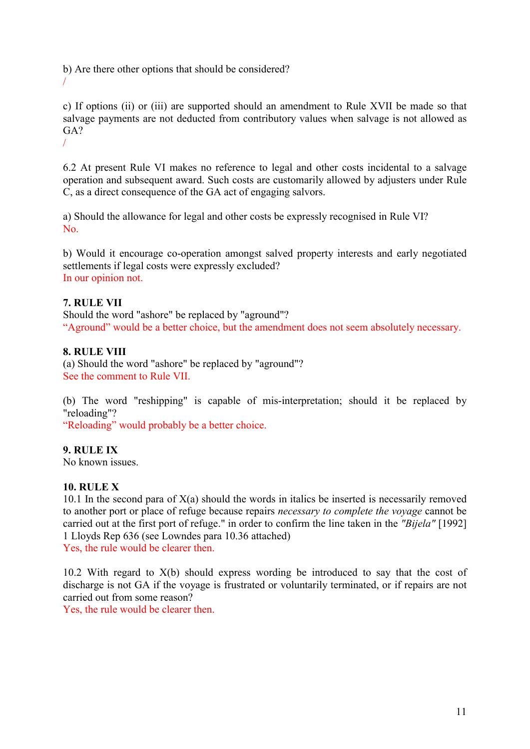b) Are there other options that should be considered?
/

c) If options (ii) or (iii) are supported should an amendment to Rule XVII be made so that salvage payments are not deducted from contributory values when salvage is not allowed as GA?
/

6.2 At present Rule VI makes no reference to legal and other costs incidental to a salvage operation and subsequent award. Such costs are customarily allowed by adjusters under Rule C, as a direct consequence of the GA act of engaging salvors.

a) Should the allowance for legal and other costs be expressly recognised in Rule VI?
No.

b) Would it encourage co-operation amongst salved property interests and early negotiated settlements if legal costs were expressly excluded?
In our opinion not.

**7. RULE VII**
Should the word "ashore" be replaced by "aground"?
"Aground" would be a better choice, but the amendment does not seem absolutely necessary.

**8. RULE VIII**
(a) Should the word "ashore" be replaced by "aground"?
See the comment to Rule VII.

(b) The word "reshipping" is capable of mis-interpretation; should it be replaced by "reloading"?
"Reloading" would probably be a better choice.

**9. RULE IX**
No known issues.

**10. RULE X**
10.1 In the second para of X(a) should the words in italics be inserted is necessarily removed to another port or place of refuge because repairs *necessary to complete the voyage* cannot be carried out at the first port of refuge." in order to confirm the line taken in the *"Bijela"* [1992] 1 Lloyds Rep 636 (see Lowndes para 10.36 attached)
Yes, the rule would be clearer then.

10.2 With regard to X(b) should express wording be introduced to say that the cost of discharge is not GA if the voyage is frustrated or voluntarily terminated, or if repairs are not carried out from some reason?
Yes, the rule would be clearer then.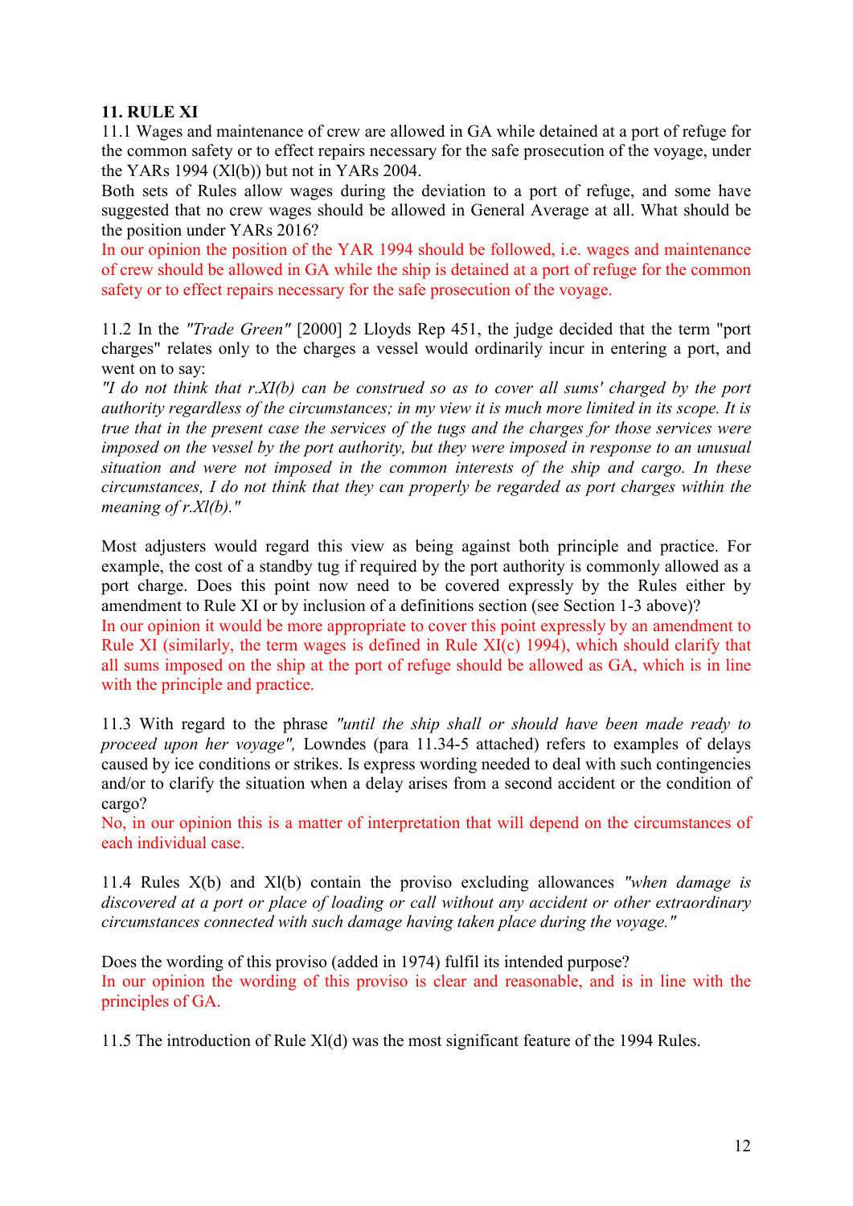**11. RULE XI**

11.1 Wages and maintenance of crew are allowed in GA while detained at a port of refuge for the common safety or to effect repairs necessary for the safe prosecution of the voyage, under the YARs 1994 (XI(b)) but not in YARs 2004.

Both sets of Rules allow wages during the deviation to a port of refuge, and some have suggested that no crew wages should be allowed in General Average at all. What should be the position under YARs 2016?

In our opinion the position of the YAR 1994 should be followed, i.e. wages and maintenance of crew should be allowed in GA while the ship is detained at a port of refuge for the common safety or to effect repairs necessary for the safe prosecution of the voyage.

11.2 In the *"Trade Green"* [2000] 2 Lloyds Rep 451, the judge decided that the term "port charges" relates only to the charges a vessel would ordinarily incur in entering a port, and went on to say:

*"I do not think that r.XI(b) can be construed so as to cover all sums' charged by the port authority regardless of the circumstances; in my view it is much more limited in its scope. It is true that in the present case the services of the tugs and the charges for those services were imposed on the vessel by the port authority, but they were imposed in response to an unusual situation and were not imposed in the common interests of the ship and cargo. In these circumstances, I do not think that they can properly be regarded as port charges within the meaning of r.XI(b)."*

Most adjusters would regard this view as being against both principle and practice. For example, the cost of a standby tug if required by the port authority is commonly allowed as a port charge. Does this point now need to be covered expressly by the Rules either by amendment to Rule XI or by inclusion of a definitions section (see Section 1-3 above)?

In our opinion it would be more appropriate to cover this point expressly by an amendment to Rule XI (similarly, the term wages is defined in Rule XI(c) 1994), which should clarify that all sums imposed on the ship at the port of refuge should be allowed as GA, which is in line with the principle and practice.

11.3 With regard to the phrase *"until the ship shall or should have been made ready to proceed upon her voyage"*, Lowndes (para 11.34-5 attached) refers to examples of delays caused by ice conditions or strikes. Is express wording needed to deal with such contingencies and/or to clarify the situation when a delay arises from a second accident or the condition of cargo?

No, in our opinion this is a matter of interpretation that will depend on the circumstances of each individual case.

11.4 Rules X(b) and XI(b) contain the proviso excluding allowances *"when damage is discovered at a port or place of loading or call without any accident or other extraordinary circumstances connected with such damage having taken place during the voyage."*

Does the wording of this proviso (added in 1974) fulfil its intended purpose?

In our opinion the wording of this proviso is clear and reasonable, and is in line with the principles of GA.

11.5 The introduction of Rule XI(d) was the most significant feature of the 1994 Rules.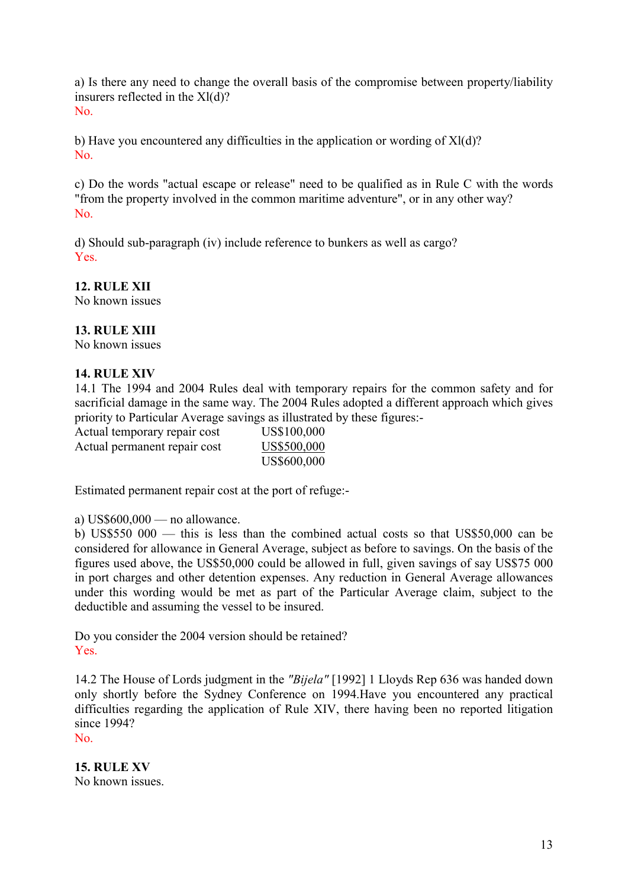a) Is there any need to change the overall basis of the compromise between property/liability insurers reflected in the XI(d)?
No.

b) Have you encountered any difficulties in the application or wording of XI(d)?
No.

c) Do the words "actual escape or release" need to be qualified as in Rule C with the words "from the property involved in the common maritime adventure", or in any other way?
No.

d) Should sub-paragraph (iv) include reference to bunkers as well as cargo?
Yes.

**12. RULE XII**
No known issues

**13. RULE XIII**
No known issues

**14. RULE XIV**
14.1 The 1994 and 2004 Rules deal with temporary repairs for the common safety and for sacrificial damage in the same way. The 2004 Rules adopted a different approach which gives priority to Particular Average savings as illustrated by these figures:-

| | |
|---|---|
| Actual temporary repair cost | US$100,000 |
| Actual permanent repair cost | US$500,000 |
| | US$600,000 |

Estimated permanent repair cost at the port of refuge:-

a) US$600,000 — no allowance.
b) US$550 000 — this is less than the combined actual costs so that US$50,000 can be considered for allowance in General Average, subject as before to savings. On the basis of the figures used above, the US$50,000 could be allowed in full, given savings of say US$75 000 in port charges and other detention expenses. Any reduction in General Average allowances under this wording would be met as part of the Particular Average claim, subject to the deductible and assuming the vessel to be insured.

Do you consider the 2004 version should be retained?
Yes.

14.2 The House of Lords judgment in the *"Bijela"* [1992] 1 Lloyds Rep 636 was handed down only shortly before the Sydney Conference on 1994.Have you encountered any practical difficulties regarding the application of Rule XIV, there having been no reported litigation since 1994?
No.

**15. RULE XV**
No known issues.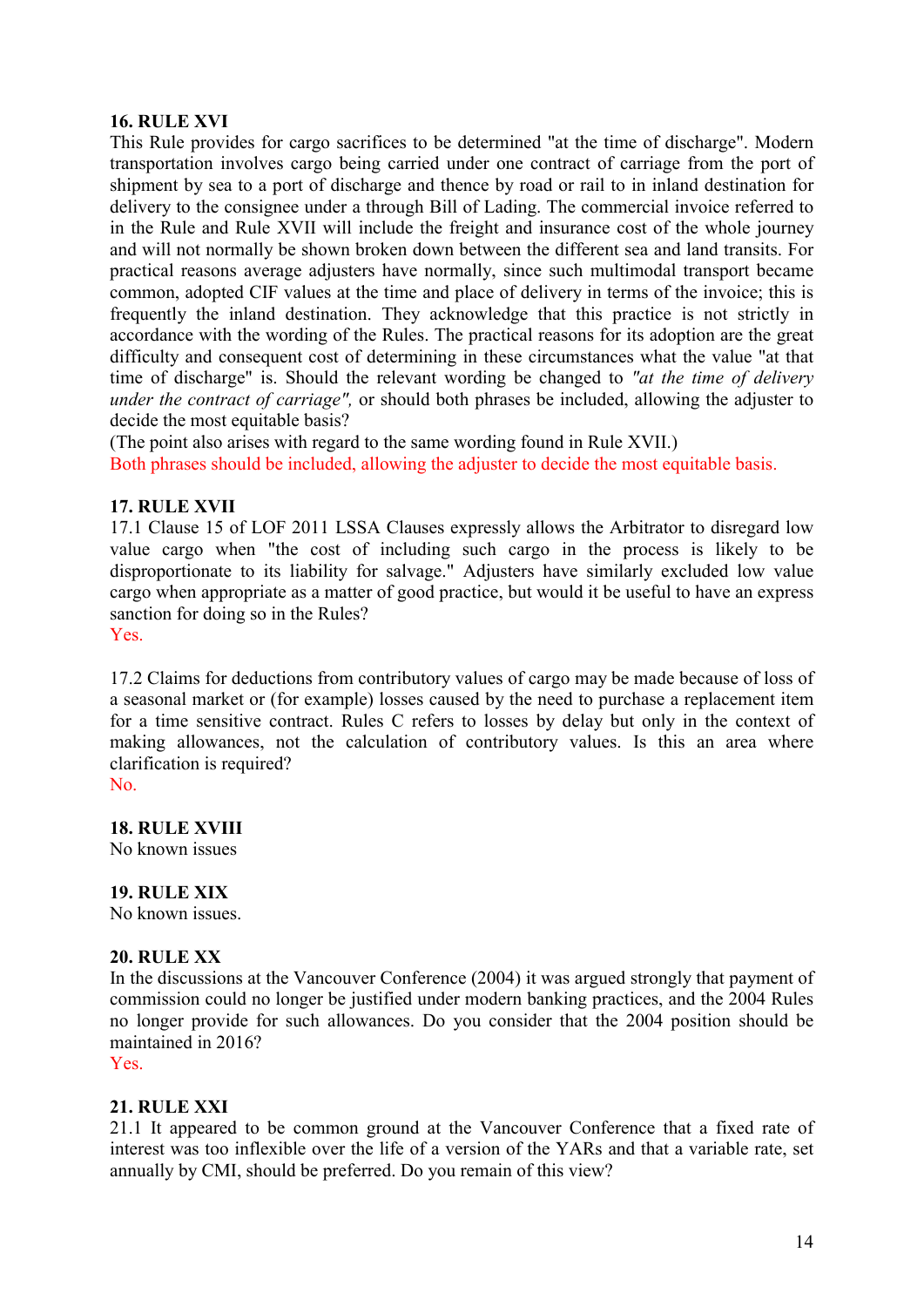## 16. RULE XVI

This Rule provides for cargo sacrifices to be determined "at the time of discharge". Modern transportation involves cargo being carried under one contract of carriage from the port of shipment by sea to a port of discharge and thence by road or rail to in inland destination for delivery to the consignee under a through Bill of Lading. The commercial invoice referred to in the Rule and Rule XVII will include the freight and insurance cost of the whole journey and will not normally be shown broken down between the different sea and land transits. For practical reasons average adjusters have normally, since such multimodal transport became common, adopted CIF values at the time and place of delivery in terms of the invoice; this is frequently the inland destination. They acknowledge that this practice is not strictly in accordance with the wording of the Rules. The practical reasons for its adoption are the great difficulty and consequent cost of determining in these circumstances what the value "at that time of discharge" is. Should the relevant wording be changed to *"at the time of delivery under the contract of carriage"*, or should both phrases be included, allowing the adjuster to decide the most equitable basis?

(The point also arises with regard to the same wording found in Rule XVII.)

Both phrases should be included, allowing the adjuster to decide the most equitable basis.

## 17. RULE XVII

17.1 Clause 15 of LOF 2011 LSSA Clauses expressly allows the Arbitrator to disregard low value cargo when "the cost of including such cargo in the process is likely to be disproportionate to its liability for salvage." Adjusters have similarly excluded low value cargo when appropriate as a matter of good practice, but would it be useful to have an express sanction for doing so in the Rules?

Yes.

17.2 Claims for deductions from contributory values of cargo may be made because of loss of a seasonal market or (for example) losses caused by the need to purchase a replacement item for a time sensitive contract. Rules C refers to losses by delay but only in the context of making allowances, not the calculation of contributory values. Is this an area where clarification is required?

No.

## 18. RULE XVIII

No known issues

## 19. RULE XIX

No known issues.

## 20. RULE XX

In the discussions at the Vancouver Conference (2004) it was argued strongly that payment of commission could no longer be justified under modern banking practices, and the 2004 Rules no longer provide for such allowances. Do you consider that the 2004 position should be maintained in 2016?

Yes.

## 21. RULE XXI

21.1 It appeared to be common ground at the Vancouver Conference that a fixed rate of interest was too inflexible over the life of a version of the YARs and that a variable rate, set annually by CMI, should be preferred. Do you remain of this view?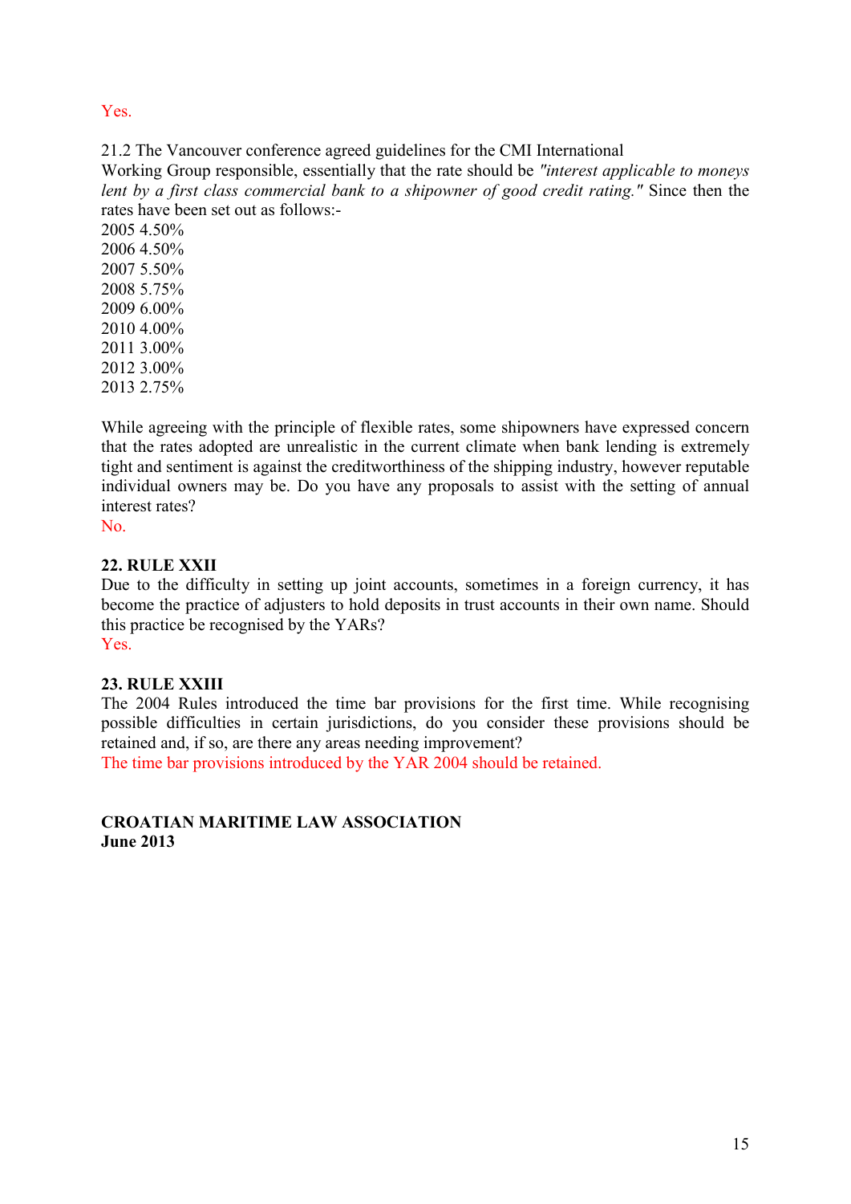Yes.

21.2 The Vancouver conference agreed guidelines for the CMI International Working Group responsible, essentially that the rate should be *"interest applicable to moneys lent by a first class commercial bank to a shipowner of good credit rating."* Since then the rates have been set out as follows:-

2005 4.50%
2006 4.50%
2007 5.50%
2008 5.75%
2009 6.00%
2010 4.00%
2011 3.00%
2012 3.00%
2013 2.75%

While agreeing with the principle of flexible rates, some shipowners have expressed concern that the rates adopted are unrealistic in the current climate when bank lending is extremely tight and sentiment is against the creditworthiness of the shipping industry, however reputable individual owners may be. Do you have any proposals to assist with the setting of annual interest rates?

No.

**22. RULE XXII**

Due to the difficulty in setting up joint accounts, sometimes in a foreign currency, it has become the practice of adjusters to hold deposits in trust accounts in their own name. Should this practice be recognised by the YARs?

Yes.

**23. RULE XXIII**

The 2004 Rules introduced the time bar provisions for the first time. While recognising possible difficulties in certain jurisdictions, do you consider these provisions should be retained and, if so, are there any areas needing improvement?

The time bar provisions introduced by the YAR 2004 should be retained.

**CROATIAN MARITIME LAW ASSOCIATION**
**June 2013**